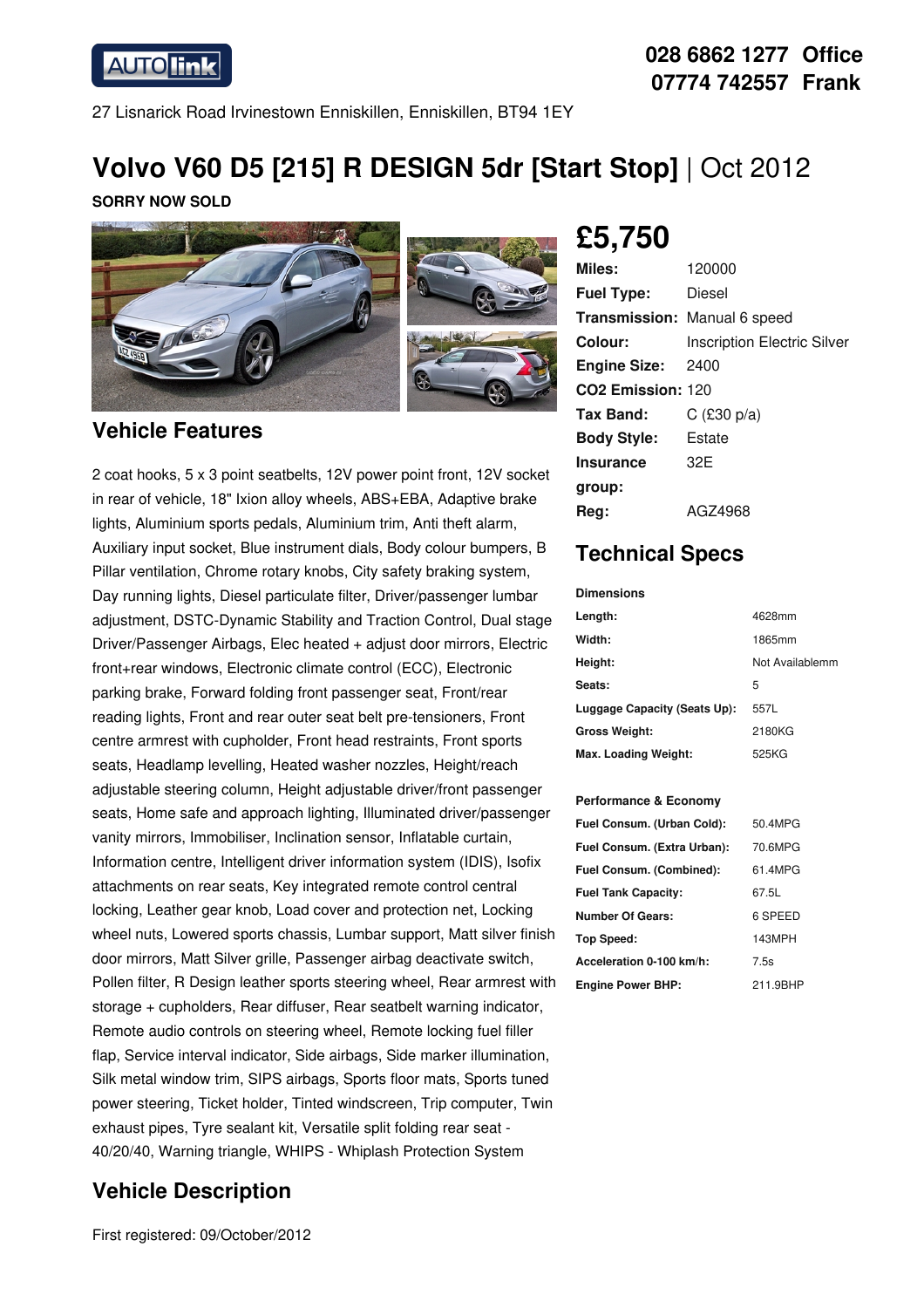028 6862 1277 Office
07774 742557 Frank

27 Lisnarick Road Irvinestown Enniskillen, Enniskillen, BT94 1EY

# Volvo V60 D5 [215] R DESIGN 5dr [Start Stop] | Oct 2012

**SORRY NOW SOLD**

# £5,750

| | |
|---|---|
| **Miles:** | 120000 |
| **Fuel Type:** | Diesel |
| **Transmission:** | Manual 6 speed |
| **Colour:** | Inscription Electric Silver |
| **Engine Size:** | 2400 |
| **CO2 Emission:** | 120 |
| **Tax Band:** | C (£30 p/a) |
| **Body Style:** | Estate |
| **Insurance group:** | 32E |
| **Reg:** | AGZ4968 |

## Vehicle Features

2 coat hooks, 5 x 3 point seatbelts, 12V power point front, 12V socket in rear of vehicle, 18" Ixion alloy wheels, ABS+EBA, Adaptive brake lights, Aluminium sports pedals, Aluminium trim, Anti theft alarm, Auxiliary input socket, Blue instrument dials, Body colour bumpers, B Pillar ventilation, Chrome rotary knobs, City safety braking system, Day running lights, Diesel particulate filter, Driver/passenger lumbar adjustment, DSTC-Dynamic Stability and Traction Control, Dual stage Driver/Passenger Airbags, Elec heated + adjust door mirrors, Electric front+rear windows, Electronic climate control (ECC), Electronic parking brake, Forward folding front passenger seat, Front/rear reading lights, Front and rear outer seat belt pre-tensioners, Front centre armrest with cupholder, Front head restraints, Front sports seats, Headlamp levelling, Heated washer nozzles, Height/reach adjustable steering column, Height adjustable driver/front passenger seats, Home safe and approach lighting, Illuminated driver/passenger vanity mirrors, Immobiliser, Inclination sensor, Inflatable curtain, Information centre, Intelligent driver information system (IDIS), Isofix attachments on rear seats, Key integrated remote control central locking, Leather gear knob, Load cover and protection net, Locking wheel nuts, Lowered sports chassis, Lumbar support, Matt silver finish door mirrors, Matt Silver grille, Passenger airbag deactivate switch, Pollen filter, R Design leather sports steering wheel, Rear armrest with storage + cupholders, Rear diffuser, Rear seatbelt warning indicator, Remote audio controls on steering wheel, Remote locking fuel filler flap, Service interval indicator, Side airbags, Side marker illumination, Silk metal window trim, SIPS airbags, Sports floor mats, Sports tuned power steering, Ticket holder, Tinted windscreen, Trip computer, Twin exhaust pipes, Tyre sealant kit, Versatile split folding rear seat - 40/20/40, Warning triangle, WHIPS - Whiplash Protection System

## Technical Specs

**Dimensions**

| | |
|---|---|
| **Length:** | 4628mm |
| **Width:** | 1865mm |
| **Height:** | Not Availablemm |
| **Seats:** | 5 |
| **Luggage Capacity (Seats Up):** | 557L |
| **Gross Weight:** | 2180KG |
| **Max. Loading Weight:** | 525KG |

**Performance & Economy**

| | |
|---|---|
| **Fuel Consum. (Urban Cold):** | 50.4MPG |
| **Fuel Consum. (Extra Urban):** | 70.6MPG |
| **Fuel Consum. (Combined):** | 61.4MPG |
| **Fuel Tank Capacity:** | 67.5L |
| **Number Of Gears:** | 6 SPEED |
| **Top Speed:** | 143MPH |
| **Acceleration 0-100 km/h:** | 7.5s |
| **Engine Power BHP:** | 211.9BHP |

## Vehicle Description

First registered: 09/October/2012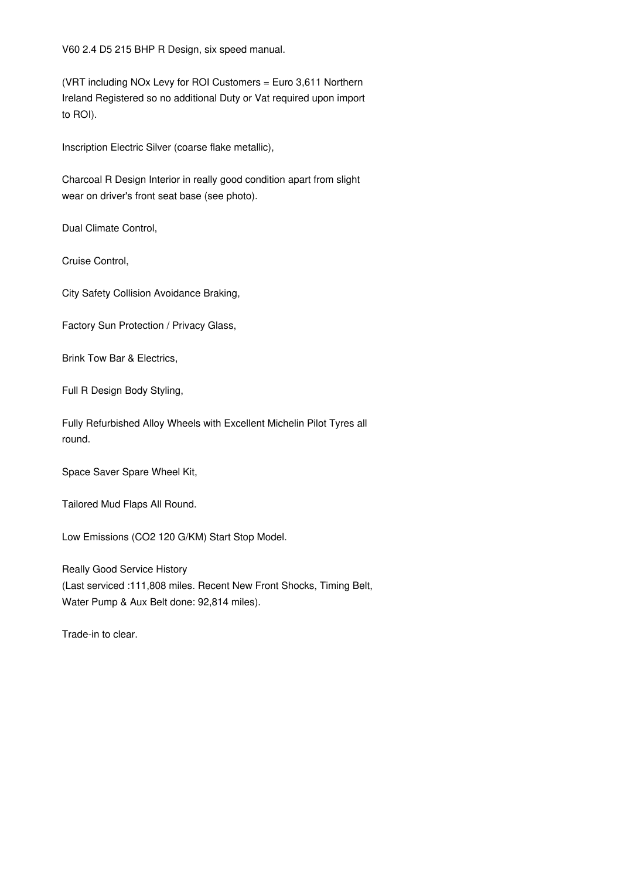V60 2.4 D5 215 BHP R Design, six speed manual.

(VRT including NOx Levy for ROI Customers = Euro 3,611 Northern Ireland Registered so no additional Duty or Vat required upon import to ROI).

Inscription Electric Silver (coarse flake metallic),

Charcoal R Design Interior in really good condition apart from slight wear on driver's front seat base (see photo).

Dual Climate Control,

Cruise Control,

City Safety Collision Avoidance Braking,

Factory Sun Protection / Privacy Glass,

Brink Tow Bar & Electrics,

Full R Design Body Styling,

Fully Refurbished Alloy Wheels with Excellent Michelin Pilot Tyres all round.

Space Saver Spare Wheel Kit,

Tailored Mud Flaps All Round.

Low Emissions ($CO_2$ 120 G/KM) Start Stop Model.

Really Good Service History
(Last serviced :111,808 miles. Recent New Front Shocks, Timing Belt, Water Pump & Aux Belt done: 92,814 miles).

Trade-in to clear.